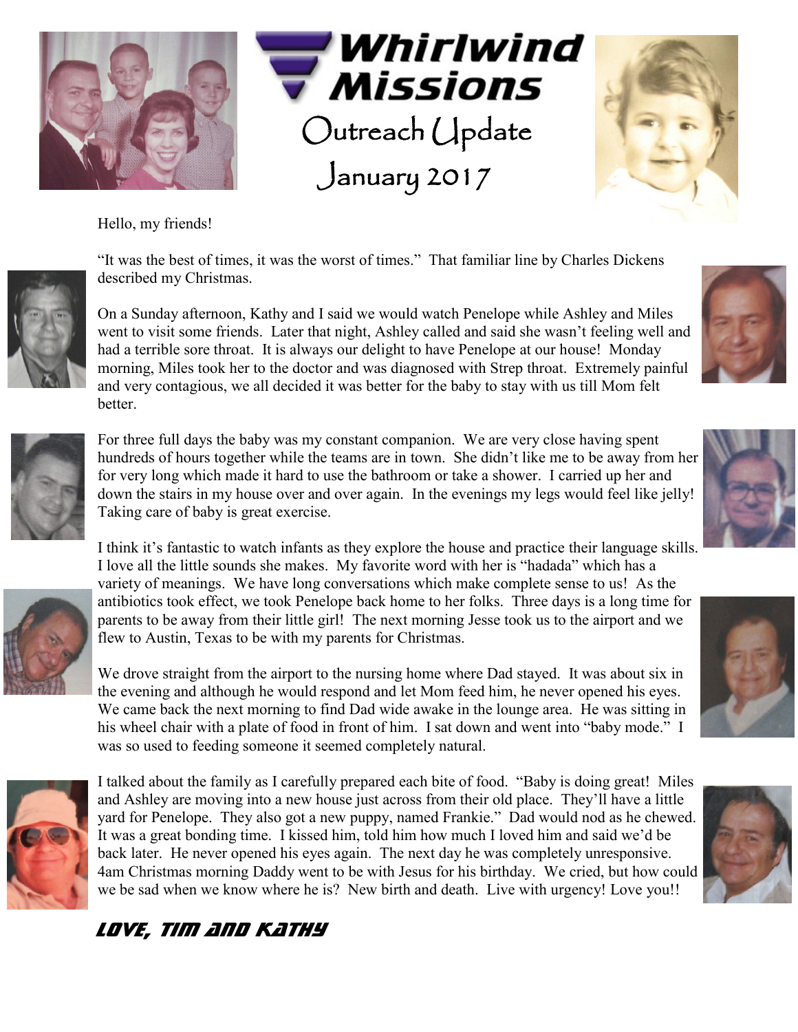# Whirlwind Missions

## Outreach Update

## January 2017

Hello, my friends!

"It was the best of times, it was the worst of times." That familiar line by Charles Dickens described my Christmas.

On a Sunday afternoon, Kathy and I said we would watch Penelope while Ashley and Miles went to visit some friends. Later that night, Ashley called and said she wasn't feeling well and had a terrible sore throat. It is always our delight to have Penelope at our house! Monday morning, Miles took her to the doctor and was diagnosed with Strep throat. Extremely painful and very contagious, we all decided it was better for the baby to stay with us till Mom felt better.

For three full days the baby was my constant companion. We are very close having spent hundreds of hours together while the teams are in town. She didn't like me to be away from her for very long which made it hard to use the bathroom or take a shower. I carried up her and down the stairs in my house over and over again. In the evenings my legs would feel like jelly! Taking care of baby is great exercise.

I think it's fantastic to watch infants as they explore the house and practice their language skills. I love all the little sounds she makes. My favorite word with her is "hadada" which has a variety of meanings. We have long conversations which make complete sense to us! As the antibiotics took effect, we took Penelope back home to her folks. Three days is a long time for parents to be away from their little girl! The next morning Jesse took us to the airport and we flew to Austin, Texas to be with my parents for Christmas.

We drove straight from the airport to the nursing home where Dad stayed. It was about six in the evening and although he would respond and let Mom feed him, he never opened his eyes. We came back the next morning to find Dad wide awake in the lounge area. He was sitting in his wheel chair with a plate of food in front of him. I sat down and went into "baby mode." I was so used to feeding someone it seemed completely natural.

I talked about the family as I carefully prepared each bite of food. "Baby is doing great! Miles and Ashley are moving into a new house just across from their old place. They'll have a little yard for Penelope. They also got a new puppy, named Frankie." Dad would nod as he chewed. It was a great bonding time. I kissed him, told him how much I loved him and said we'd be back later. He never opened his eyes again. The next day he was completely unresponsive. 4am Christmas morning Daddy went to be with Jesus for his birthday. We cried, but how could we be sad when we know where he is? New birth and death. Live with urgency! Love you!!

**Love, Tim and Kathy**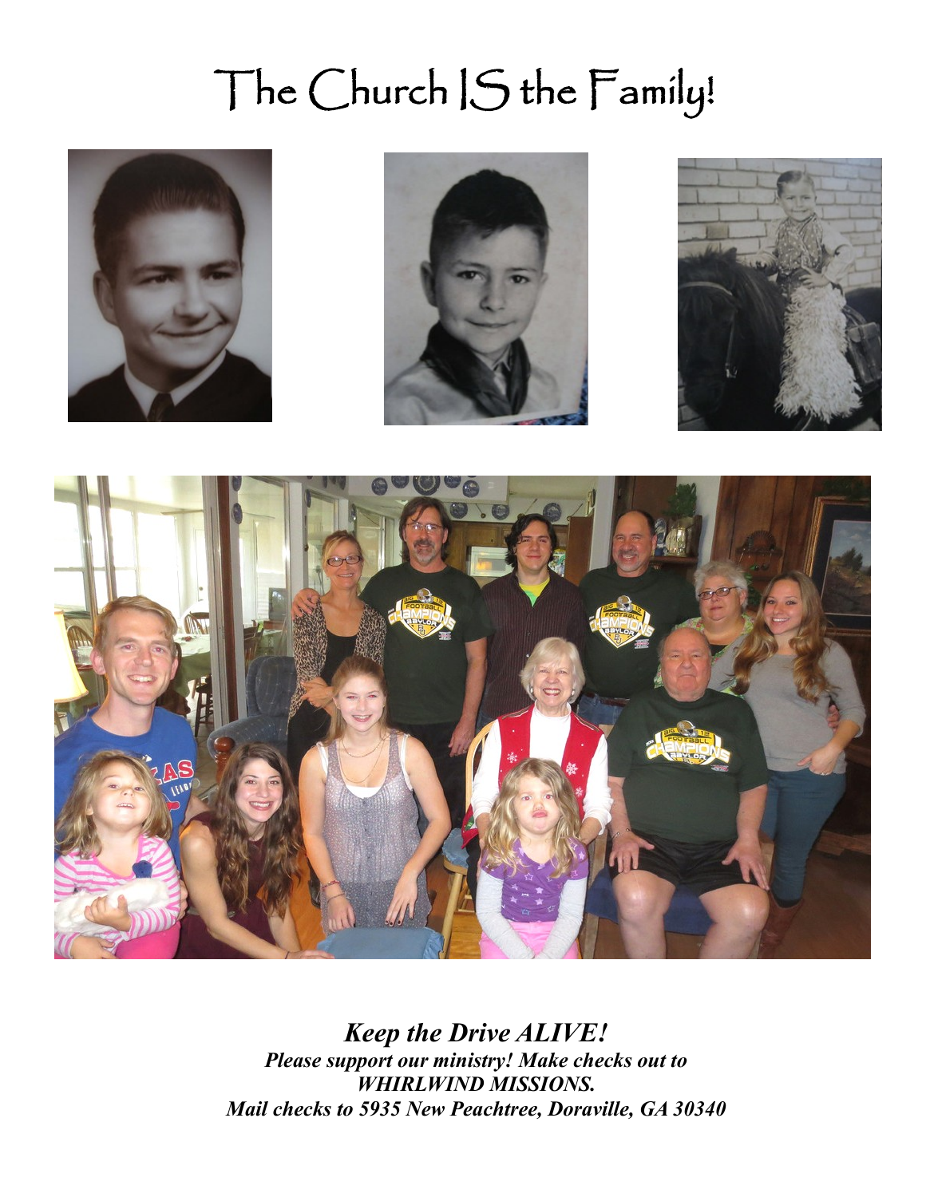# The Church IS the Family!

***Keep the Drive ALIVE!***
***Please support our ministry! Make checks out to WHIRLWIND MISSIONS.***
***Mail checks to 5935 New Peachtree, Doraville, GA 30340***